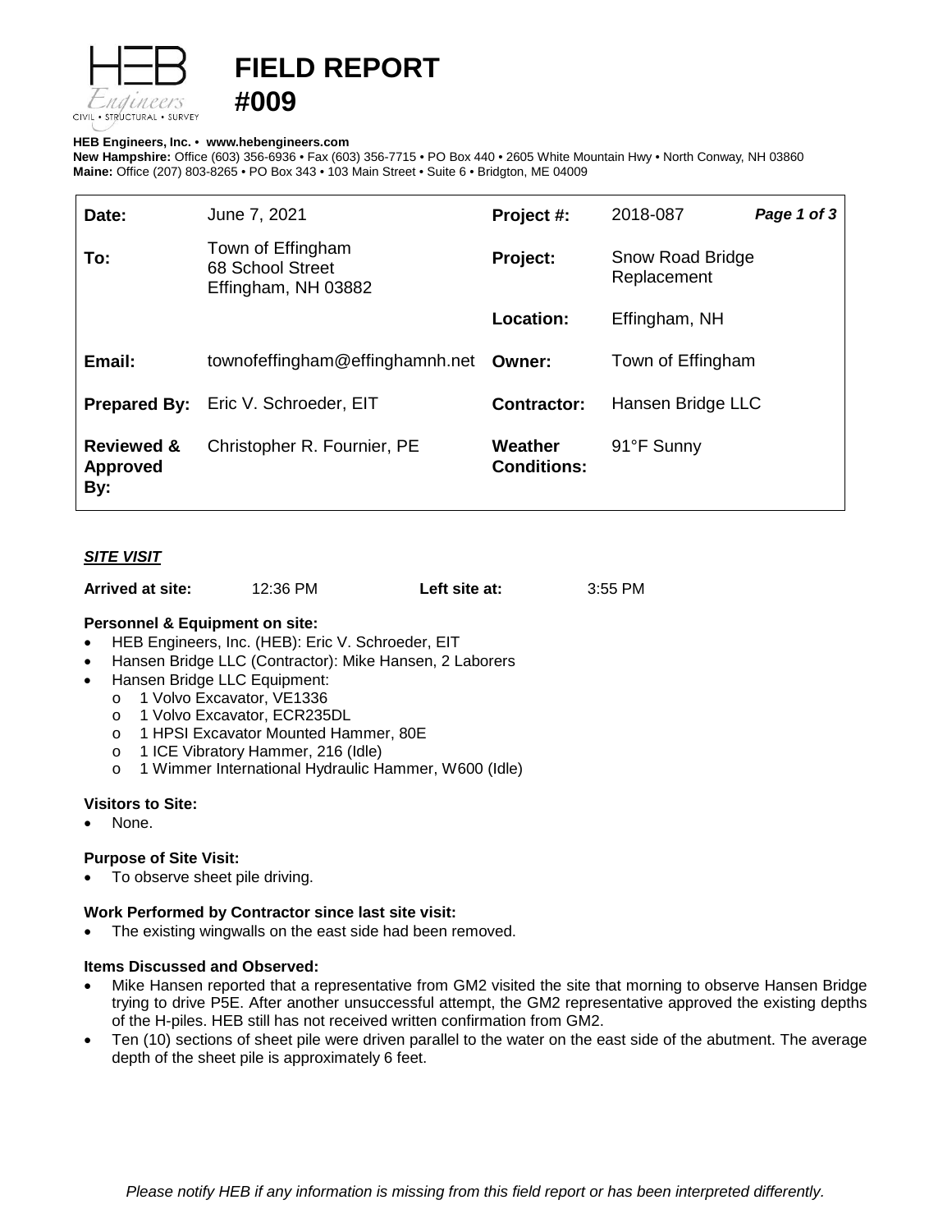# FIELD REPORT
# #009

**HEB Engineers, Inc.** • **www.hebengineers.com**
**New Hampshire:** Office (603) 356-6936 • Fax (603) 356-7715 • PO Box 440 • 2605 White Mountain Hwy • North Conway, NH 03860
**Maine:** Office (207) 803-8265 • PO Box 343 • 103 Main Street • Suite 6 • Bridgton, ME 04009

| | | | |
|---|---|---|---|
| **Date:** | June 7, 2021 | **Project #:** | 2018-087 |
| **To:** | Town of Effingham<br>68 School Street<br>Effingham, NH 03882 | **Project:** | Snow Road Bridge Replacement |
| | | **Location:** | Effingham, NH |
| **Email:** | townofeffingham@effinghamnh.net | **Owner:** | Town of Effingham |
| **Prepared By:** | Eric V. Schroeder, EIT | **Contractor:** | Hansen Bridge LLC |
| **Reviewed & Approved By:** | Christopher R. Fournier, PE | **Weather Conditions:** | 91°F Sunny |

## ***SITE VISIT***

**Arrived at site:** 12:36 PM **Left site at:** 3:55 PM

### Personnel & Equipment on site:

- HEB Engineers, Inc. (HEB): Eric V. Schroeder, EIT
- Hansen Bridge LLC (Contractor): Mike Hansen, 2 Laborers
- Hansen Bridge LLC Equipment:
  - 1 Volvo Excavator, VE1336
  - 1 Volvo Excavator, ECR235DL
  - 1 HPSI Excavator Mounted Hammer, 80E
  - 1 ICE Vibratory Hammer, 216 (Idle)
  - 1 Wimmer International Hydraulic Hammer, W600 (Idle)

### Visitors to Site:

- None.

### Purpose of Site Visit:

- To observe sheet pile driving.

### Work Performed by Contractor since last site visit:

- The existing wingwalls on the east side had been removed.

### Items Discussed and Observed:

- Mike Hansen reported that a representative from GM2 visited the site that morning to observe Hansen Bridge trying to drive P5E. After another unsuccessful attempt, the GM2 representative approved the existing depths of the H-piles. HEB still has not received written confirmation from GM2.
- Ten (10) sections of sheet pile were driven parallel to the water on the east side of the abutment. The average depth of the sheet pile is approximately 6 feet.

*Please notify HEB if any information is missing from this field report or has been interpreted differently.*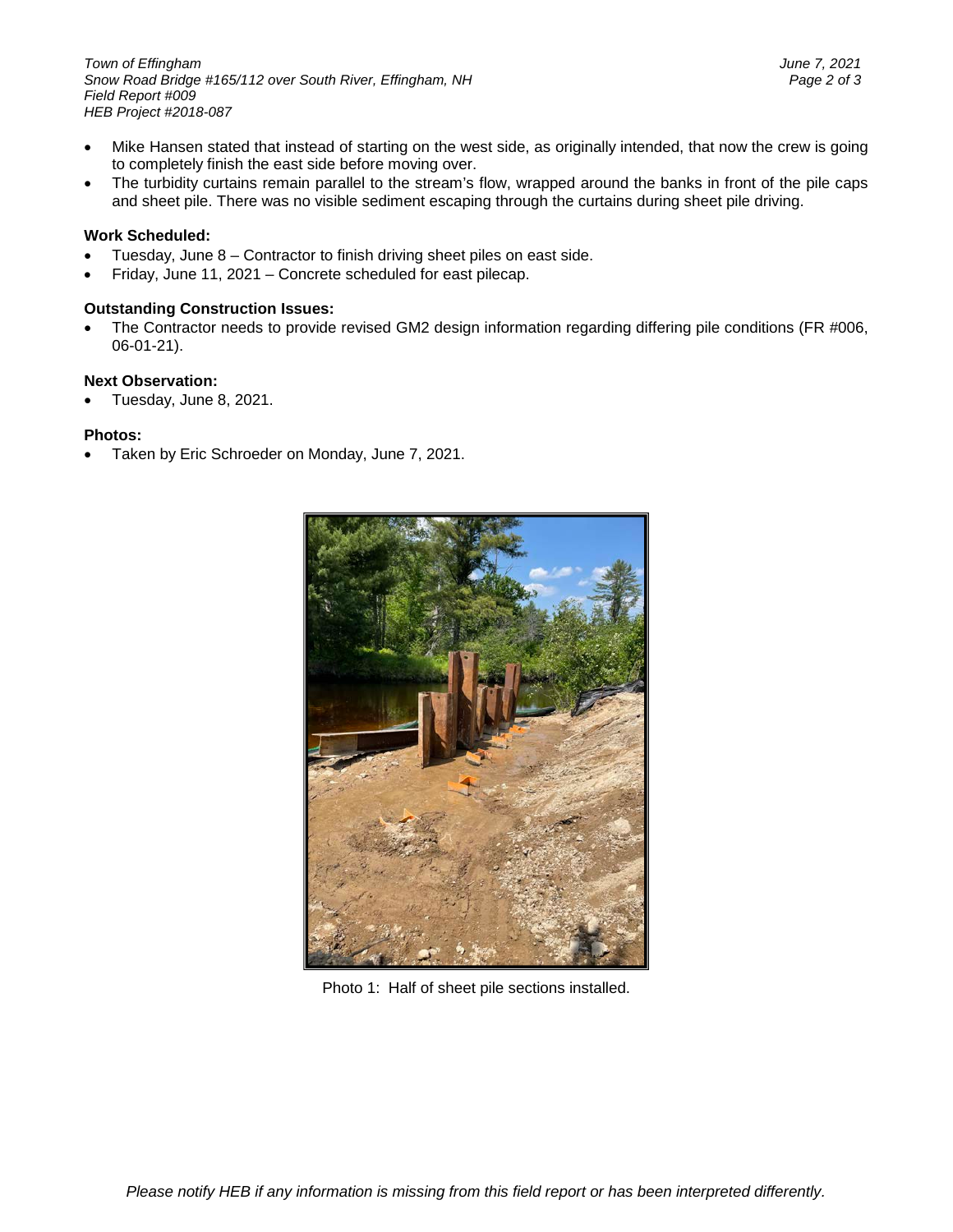- Mike Hansen stated that instead of starting on the west side, as originally intended, that now the crew is going to completely finish the east side before moving over.
- The turbidity curtains remain parallel to the stream's flow, wrapped around the banks in front of the pile caps and sheet pile. There was no visible sediment escaping through the curtains during sheet pile driving.

**Work Scheduled:**

- Tuesday, June 8 – Contractor to finish driving sheet piles on east side.
- Friday, June 11, 2021 – Concrete scheduled for east pilecap.

**Outstanding Construction Issues:**

- The Contractor needs to provide revised GM2 design information regarding differing pile conditions (FR #006, 06-01-21).

**Next Observation:**

- Tuesday, June 8, 2021.

**Photos:**

- Taken by Eric Schroeder on Monday, June 7, 2021.

Photo 1: Half of sheet pile sections installed.

*Please notify HEB if any information is missing from this field report or has been interpreted differently.*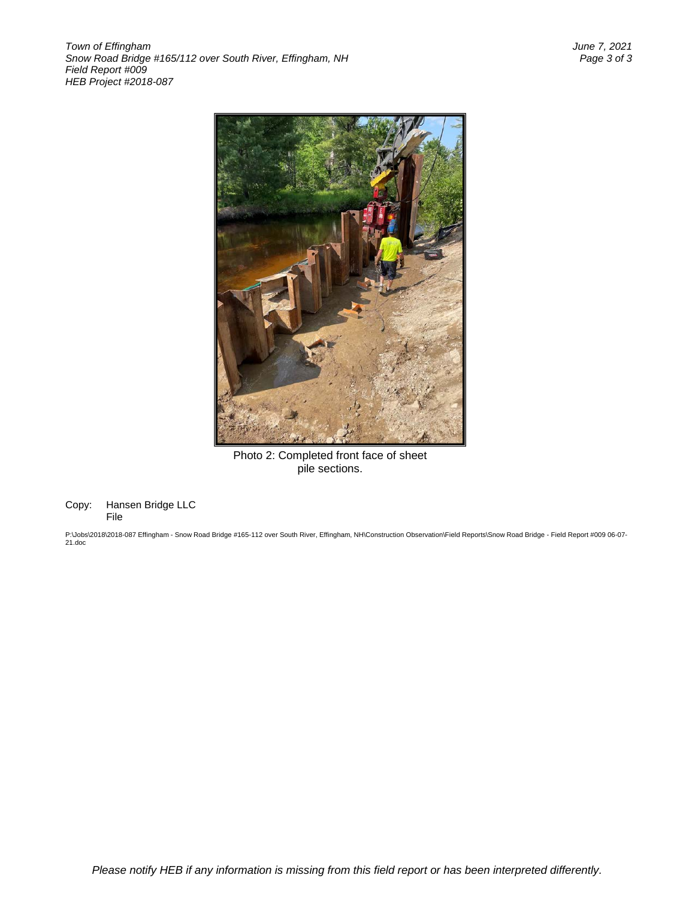Photo 2: Completed front face of sheet pile sections.

Copy: Hansen Bridge LLC
File

P:\Jobs\2018\2018-087 Effingham - Snow Road Bridge #165-112 over South River, Effingham, NH\Construction Observation\Field Reports\Snow Road Bridge - Field Report #009 06-07-21.doc

*Please notify HEB if any information is missing from this field report or has been interpreted differently.*